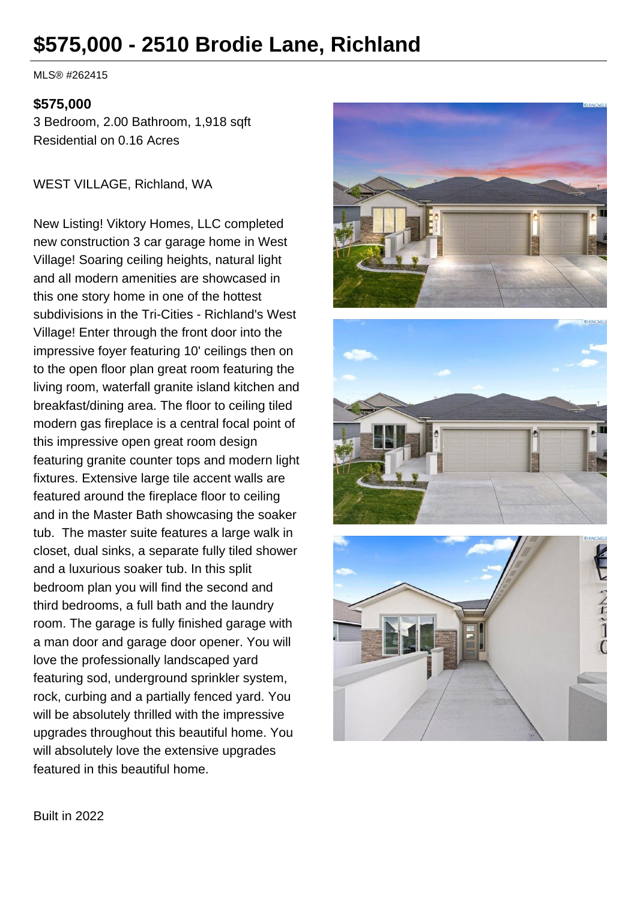# $575,000 - 2510 Brodie Lane, Richland

MLS® #262415

**$575,000**

3 Bedroom, 2.00 Bathroom, 1,918 sqft

Residential on 0.16 Acres

WEST VILLAGE, Richland, WA

New Listing! Viktory Homes, LLC completed new construction 3 car garage home in West Village! Soaring ceiling heights, natural light and all modern amenities are showcased in this one story home in one of the hottest subdivisions in the Tri-Cities - Richland's West Village! Enter through the front door into the impressive foyer featuring 10' ceilings then on to the open floor plan great room featuring the living room, waterfall granite island kitchen and breakfast/dining area. The floor to ceiling tiled modern gas fireplace is a central focal point of this impressive open great room design featuring granite counter tops and modern light fixtures. Extensive large tile accent walls are featured around the fireplace floor to ceiling and in the Master Bath showcasing the soaker tub. The master suite features a large walk in closet, dual sinks, a separate fully tiled shower and a luxurious soaker tub. In this split bedroom plan you will find the second and third bedrooms, a full bath and the laundry room. The garage is fully finished garage with a man door and garage door opener. You will love the professionally landscaped yard featuring sod, underground sprinkler system, rock, curbing and a partially fenced yard. You will be absolutely thrilled with the impressive upgrades throughout this beautiful home. You will absolutely love the extensive upgrades featured in this beautiful home.

Built in 2022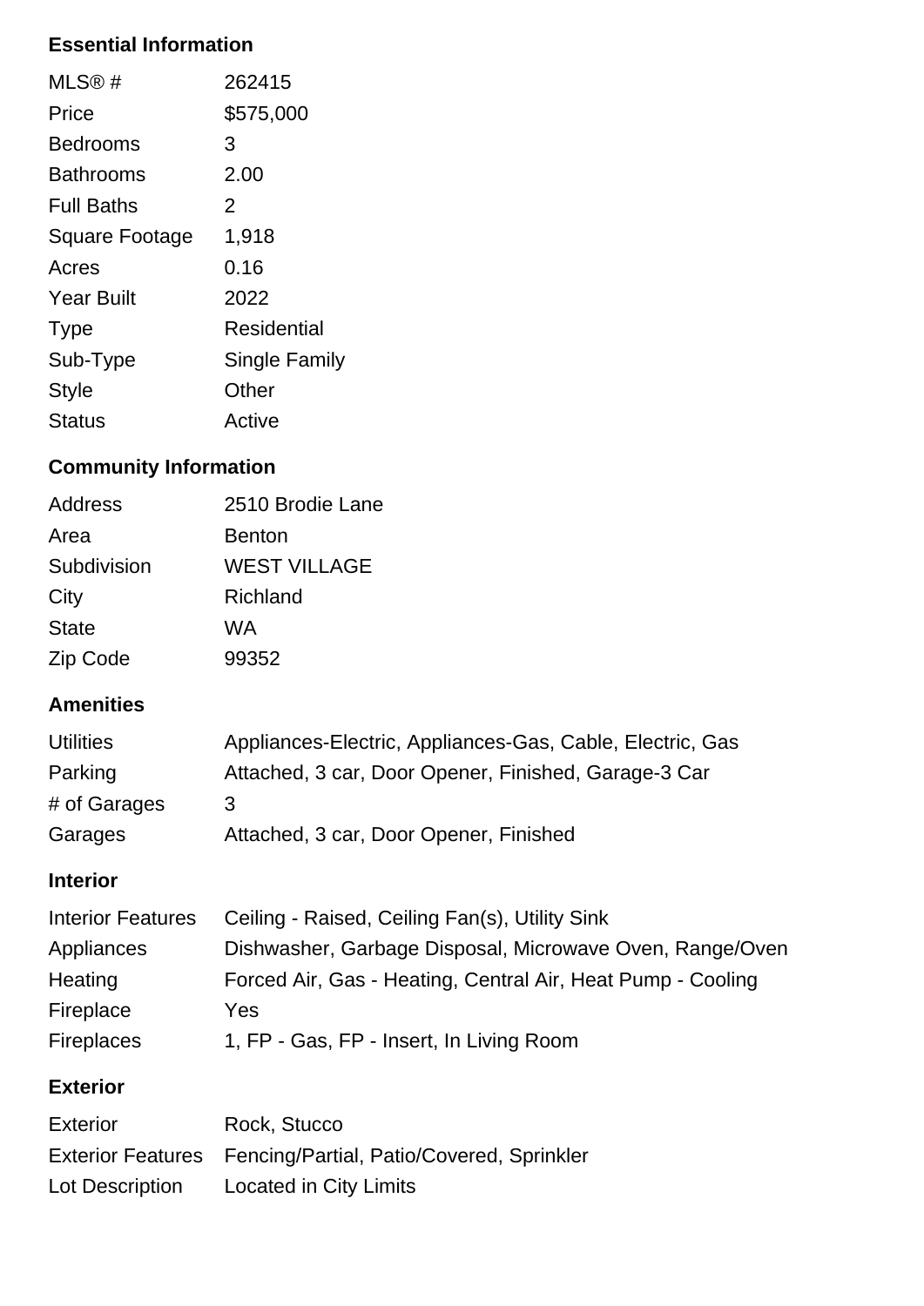### Essential Information

| | |
|---|---|
| MLS® # | 262415 |
| Price | $575,000 |
| Bedrooms | 3 |
| Bathrooms | 2.00 |
| Full Baths | 2 |
| Square Footage | 1,918 |
| Acres | 0.16 |
| Year Built | 2022 |
| Type | Residential |
| Sub-Type | Single Family |
| Style | Other |
| Status | Active |

### Community Information

| | |
|---|---|
| Address | 2510 Brodie Lane |
| Area | Benton |
| Subdivision | WEST VILLAGE |
| City | Richland |
| State | WA |
| Zip Code | 99352 |

### Amenities

| | |
|---|---|
| Utilities | Appliances-Electric, Appliances-Gas, Cable, Electric, Gas |
| Parking | Attached, 3 car, Door Opener, Finished, Garage-3 Car |
| # of Garages | 3 |
| Garages | Attached, 3 car, Door Opener, Finished |

### Interior

| | |
|---|---|
| Interior Features | Ceiling - Raised, Ceiling Fan(s), Utility Sink |
| Appliances | Dishwasher, Garbage Disposal, Microwave Oven, Range/Oven |
| Heating | Forced Air, Gas - Heating, Central Air, Heat Pump - Cooling |
| Fireplace | Yes |
| Fireplaces | 1, FP - Gas, FP - Insert, In Living Room |

### Exterior

| | |
|---|---|
| Exterior | Rock, Stucco |
| Exterior Features | Fencing/Partial, Patio/Covered, Sprinkler |
| Lot Description | Located in City Limits |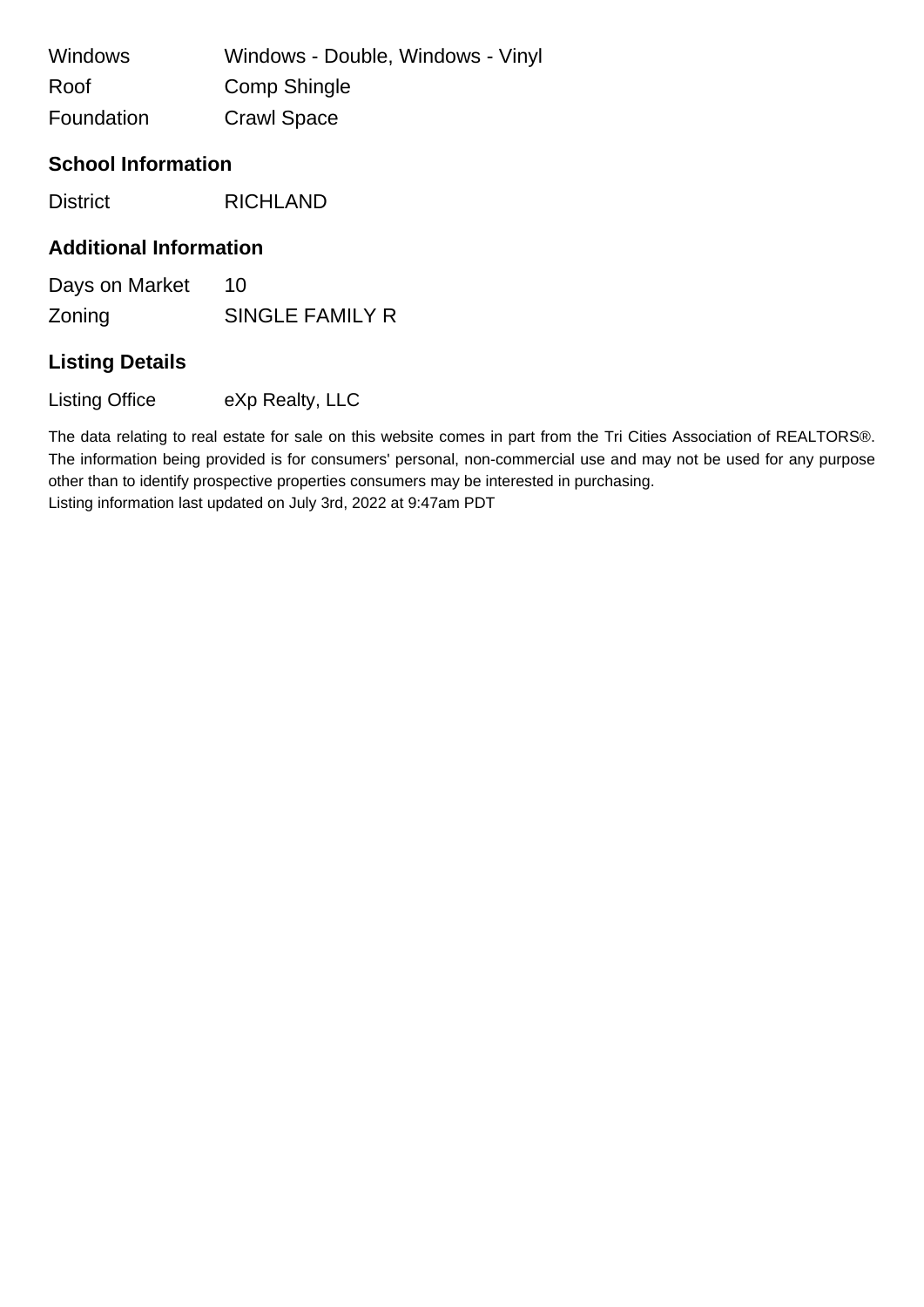| | |
|---|---|
| Windows | Windows - Double, Windows - Vinyl |
| Roof | Comp Shingle |
| Foundation | Crawl Space |

### School Information

| | |
|---|---|
| District | RICHLAND |

### Additional Information

| | |
|---|---|
| Days on Market | 10 |
| Zoning | SINGLE FAMILY R |

### Listing Details

| | |
|---|---|
| Listing Office | eXp Realty, LLC |

The data relating to real estate for sale on this website comes in part from the Tri Cities Association of REALTORS®. The information being provided is for consumers' personal, non-commercial use and may not be used for any purpose other than to identify prospective properties consumers may be interested in purchasing.
Listing information last updated on July 3rd, 2022 at 9:47am PDT